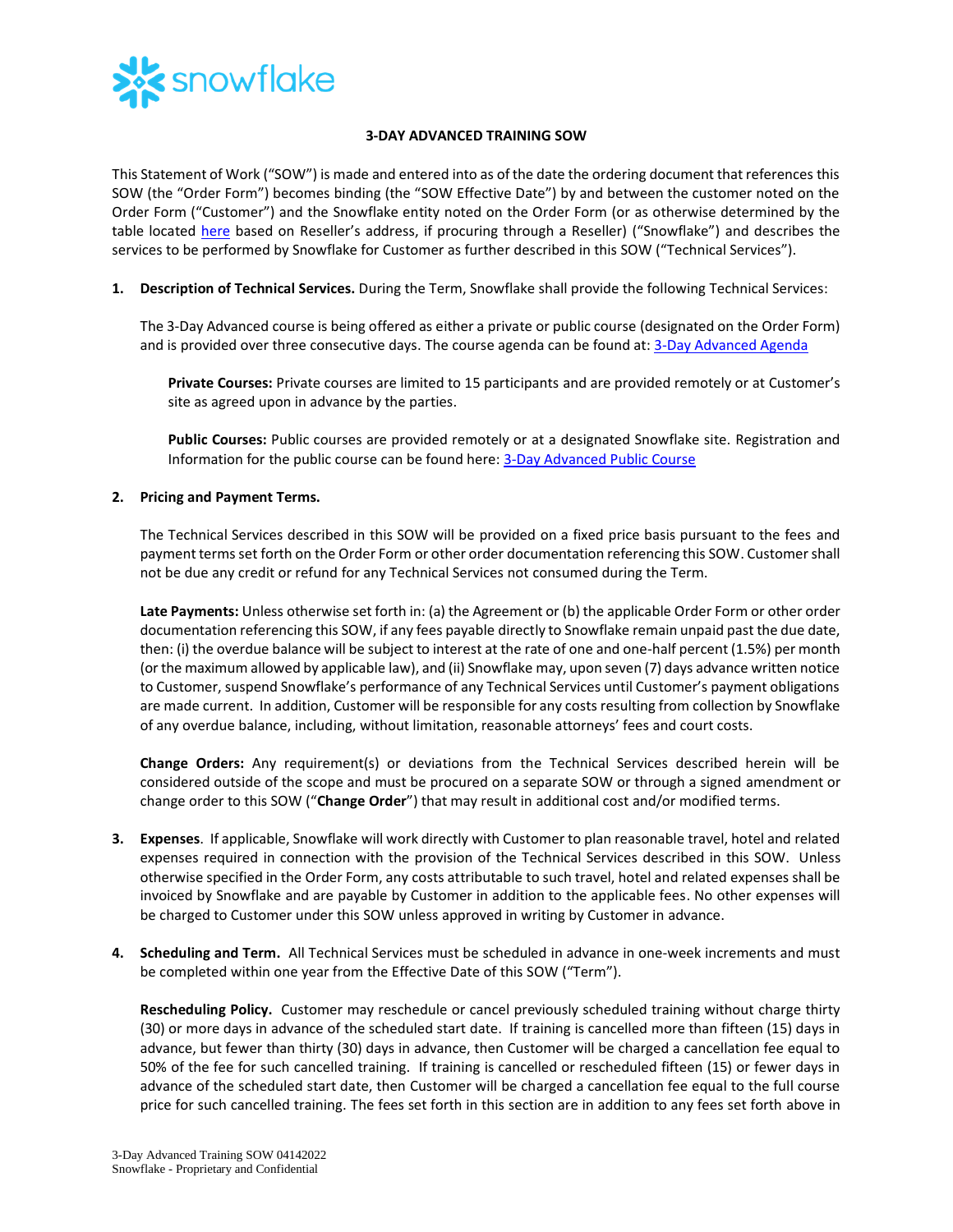## 3-DAY ADVANCED TRAINING SOW

This Statement of Work ("SOW") is made and entered into as of the date the ordering document that references this SOW (the "Order Form") becomes binding (the "SOW Effective Date") by and between the customer noted on the Order Form ("Customer") and the Snowflake entity noted on the Order Form (or as otherwise determined by the table located here based on Reseller's address, if procuring through a Reseller) ("Snowflake") and describes the services to be performed by Snowflake for Customer as further described in this SOW ("Technical Services").

1. **Description of Technical Services.** During the Term, Snowflake shall provide the following Technical Services:

   The 3-Day Advanced course is being offered as either a private or public course (designated on the Order Form) and is provided over three consecutive days. The course agenda can be found at: 3-Day Advanced Agenda

   **Private Courses:** Private courses are limited to 15 participants and are provided remotely or at Customer's site as agreed upon in advance by the parties.

   **Public Courses:** Public courses are provided remotely or at a designated Snowflake site. Registration and Information for the public course can be found here: 3-Day Advanced Public Course

2. **Pricing and Payment Terms.**

   The Technical Services described in this SOW will be provided on a fixed price basis pursuant to the fees and payment terms set forth on the Order Form or other order documentation referencing this SOW. Customer shall not be due any credit or refund for any Technical Services not consumed during the Term.

   **Late Payments:** Unless otherwise set forth in: (a) the Agreement or (b) the applicable Order Form or other order documentation referencing this SOW, if any fees payable directly to Snowflake remain unpaid past the due date, then: (i) the overdue balance will be subject to interest at the rate of one and one-half percent (1.5%) per month (or the maximum allowed by applicable law), and (ii) Snowflake may, upon seven (7) days advance written notice to Customer, suspend Snowflake's performance of any Technical Services until Customer's payment obligations are made current. In addition, Customer will be responsible for any costs resulting from collection by Snowflake of any overdue balance, including, without limitation, reasonable attorneys' fees and court costs.

   **Change Orders:** Any requirement(s) or deviations from the Technical Services described herein will be considered outside of the scope and must be procured on a separate SOW or through a signed amendment or change order to this SOW ("**Change Order**") that may result in additional cost and/or modified terms.

3. **Expenses**. If applicable, Snowflake will work directly with Customer to plan reasonable travel, hotel and related expenses required in connection with the provision of the Technical Services described in this SOW. Unless otherwise specified in the Order Form, any costs attributable to such travel, hotel and related expenses shall be invoiced by Snowflake and are payable by Customer in addition to the applicable fees. No other expenses will be charged to Customer under this SOW unless approved in writing by Customer in advance.

4. **Scheduling and Term.** All Technical Services must be scheduled in advance in one-week increments and must be completed within one year from the Effective Date of this SOW ("Term").

   **Rescheduling Policy.** Customer may reschedule or cancel previously scheduled training without charge thirty (30) or more days in advance of the scheduled start date. If training is cancelled more than fifteen (15) days in advance, but fewer than thirty (30) days in advance, then Customer will be charged a cancellation fee equal to 50% of the fee for such cancelled training. If training is cancelled or rescheduled fifteen (15) or fewer days in advance of the scheduled start date, then Customer will be charged a cancellation fee equal to the full course price for such cancelled training. The fees set forth in this section are in addition to any fees set forth above in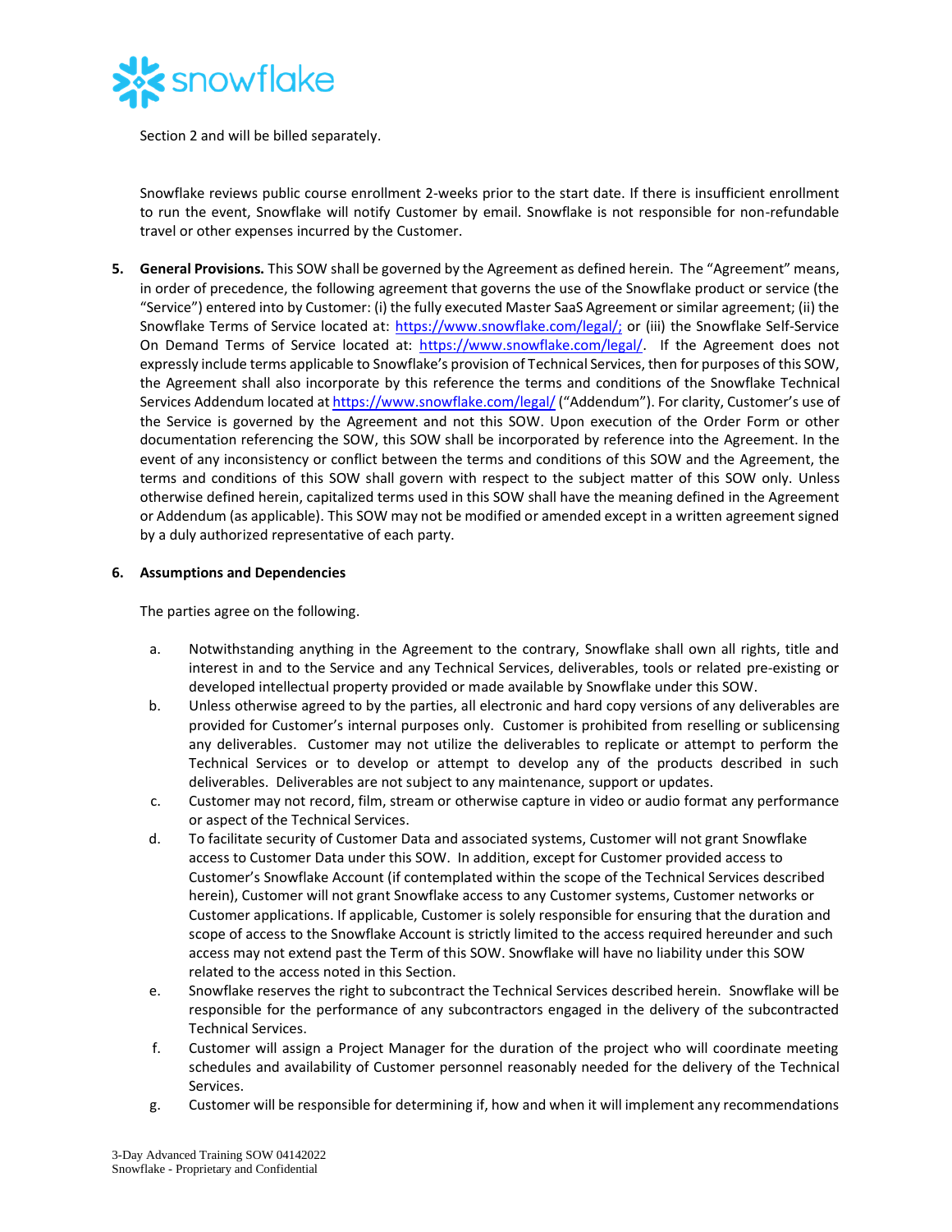Section 2 and will be billed separately.

Snowflake reviews public course enrollment 2-weeks prior to the start date. If there is insufficient enrollment to run the event, Snowflake will notify Customer by email. Snowflake is not responsible for non-refundable travel or other expenses incurred by the Customer.

5. **General Provisions.** This SOW shall be governed by the Agreement as defined herein. The "Agreement" means, in order of precedence, the following agreement that governs the use of the Snowflake product or service (the "Service") entered into by Customer: (i) the fully executed Master SaaS Agreement or similar agreement; (ii) the Snowflake Terms of Service located at: https://www.snowflake.com/legal/; or (iii) the Snowflake Self-Service On Demand Terms of Service located at: https://www.snowflake.com/legal/. If the Agreement does not expressly include terms applicable to Snowflake's provision of Technical Services, then for purposes of this SOW, the Agreement shall also incorporate by this reference the terms and conditions of the Snowflake Technical Services Addendum located at https://www.snowflake.com/legal/ ("Addendum"). For clarity, Customer's use of the Service is governed by the Agreement and not this SOW. Upon execution of the Order Form or other documentation referencing the SOW, this SOW shall be incorporated by reference into the Agreement. In the event of any inconsistency or conflict between the terms and conditions of this SOW and the Agreement, the terms and conditions of this SOW shall govern with respect to the subject matter of this SOW only. Unless otherwise defined herein, capitalized terms used in this SOW shall have the meaning defined in the Agreement or Addendum (as applicable). This SOW may not be modified or amended except in a written agreement signed by a duly authorized representative of each party.

6. **Assumptions and Dependencies**

   The parties agree on the following.

   a. Notwithstanding anything in the Agreement to the contrary, Snowflake shall own all rights, title and interest in and to the Service and any Technical Services, deliverables, tools or related pre-existing or developed intellectual property provided or made available by Snowflake under this SOW.
   b. Unless otherwise agreed to by the parties, all electronic and hard copy versions of any deliverables are provided for Customer's internal purposes only. Customer is prohibited from reselling or sublicensing any deliverables. Customer may not utilize the deliverables to replicate or attempt to perform the Technical Services or to develop or attempt to develop any of the products described in such deliverables. Deliverables are not subject to any maintenance, support or updates.
   c. Customer may not record, film, stream or otherwise capture in video or audio format any performance or aspect of the Technical Services.
   d. To facilitate security of Customer Data and associated systems, Customer will not grant Snowflake access to Customer Data under this SOW. In addition, except for Customer provided access to Customer's Snowflake Account (if contemplated within the scope of the Technical Services described herein), Customer will not grant Snowflake access to any Customer systems, Customer networks or Customer applications. If applicable, Customer is solely responsible for ensuring that the duration and scope of access to the Snowflake Account is strictly limited to the access required hereunder and such access may not extend past the Term of this SOW. Snowflake will have no liability under this SOW related to the access noted in this Section.
   e. Snowflake reserves the right to subcontract the Technical Services described herein. Snowflake will be responsible for the performance of any subcontractors engaged in the delivery of the subcontracted Technical Services.
   f. Customer will assign a Project Manager for the duration of the project who will coordinate meeting schedules and availability of Customer personnel reasonably needed for the delivery of the Technical Services.
   g. Customer will be responsible for determining if, how and when it will implement any recommendations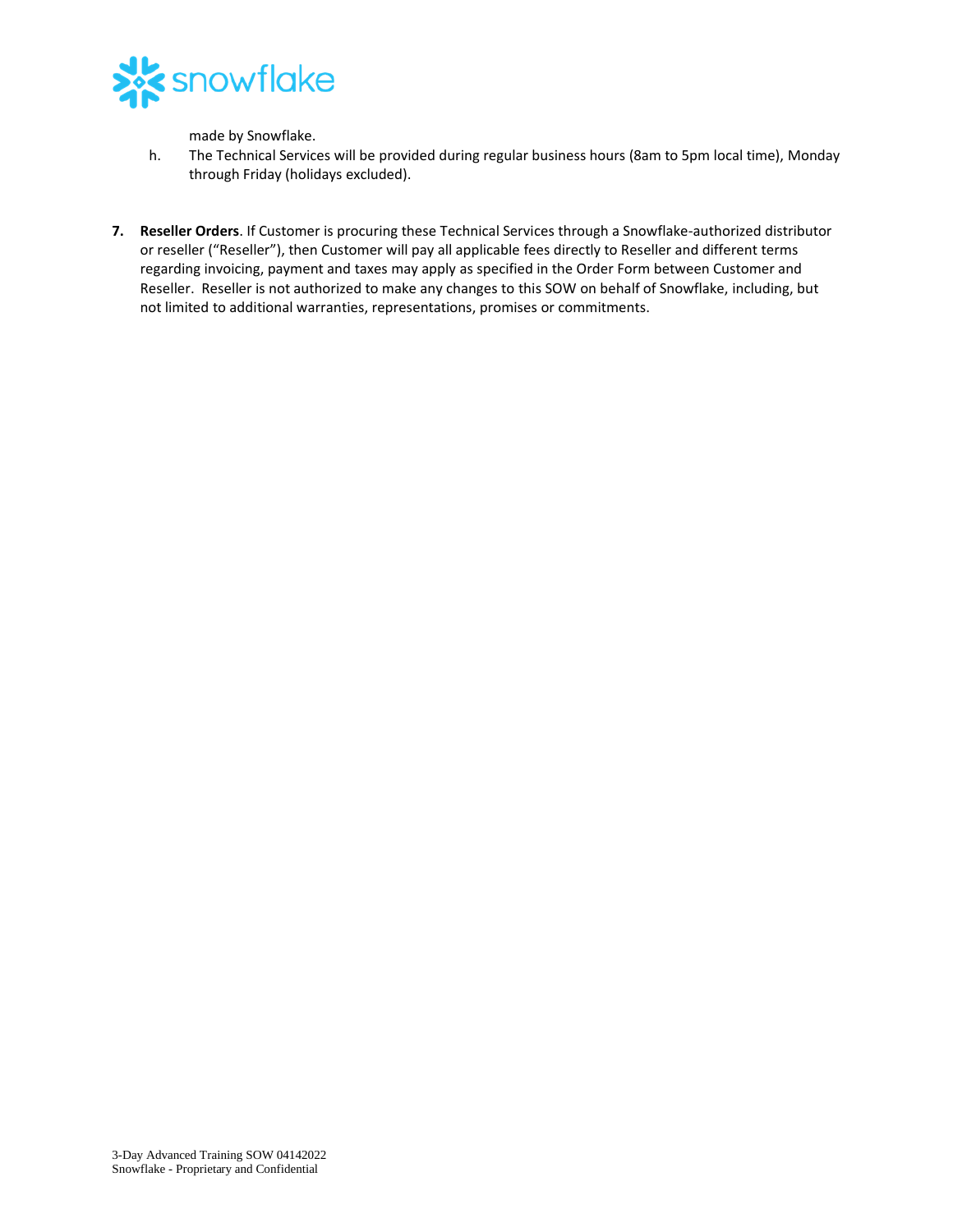made by Snowflake.

h. The Technical Services will be provided during regular business hours (8am to 5pm local time), Monday through Friday (holidays excluded).

7. **Reseller Orders**. If Customer is procuring these Technical Services through a Snowflake-authorized distributor or reseller ("Reseller"), then Customer will pay all applicable fees directly to Reseller and different terms regarding invoicing, payment and taxes may apply as specified in the Order Form between Customer and Reseller. Reseller is not authorized to make any changes to this SOW on behalf of Snowflake, including, but not limited to additional warranties, representations, promises or commitments.